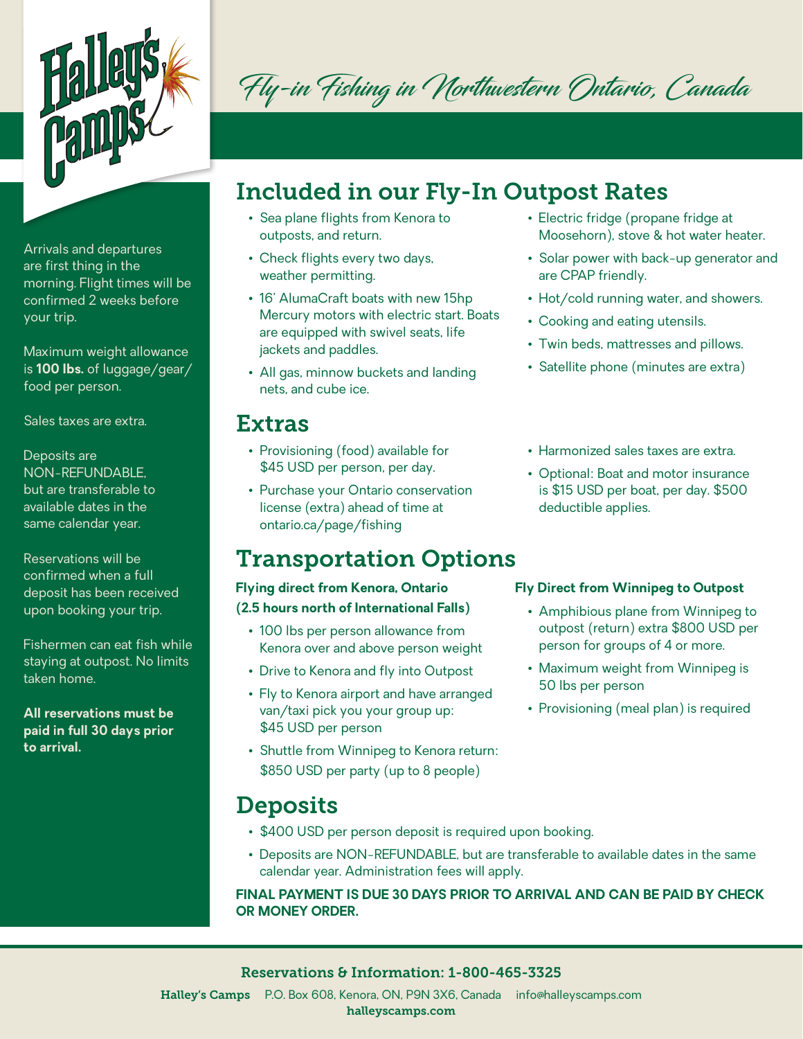# Halley's Camps

*Fly-in Fishing in Northwestern Ontario, Canada*

Arrivals and departures are first thing in the morning. Flight times will be confirmed 2 weeks before your trip.

Maximum weight allowance is **100 lbs.** of luggage/gear/food per person.

Sales taxes are extra.

Deposits are NON-REFUNDABLE, but are transferable to available dates in the same calendar year.

Reservations will be confirmed when a full deposit has been received upon booking your trip.

Fishermen can eat fish while staying at outpost. No limits taken home.

**All reservations must be paid in full 30 days prior to arrival.**

## Included in our Fly-In Outpost Rates

- Sea plane flights from Kenora to outposts, and return.
- Check flights every two days, weather permitting.
- 16' AlumaCraft boats with new 15hp Mercury motors with electric start. Boats are equipped with swivel seats, life jackets and paddles.
- All gas, minnow buckets and landing nets, and cube ice.
- Electric fridge (propane fridge at Moosehorn), stove & hot water heater.
- Solar power with back-up generator and are CPAP friendly.
- Hot/cold running water, and showers.
- Cooking and eating utensils.
- Twin beds, mattresses and pillows.
- Satellite phone (minutes are extra)

## Extras

- Provisioning (food) available for $45 USD per person, per day.
- Purchase your Ontario conservation license (extra) ahead of time at ontario.ca/page/fishing
- Harmonized sales taxes are extra.
- Optional: Boat and motor insurance is $15 USD per boat, per day. $500 deductible applies.

## Transportation Options

**Flying direct from Kenora, Ontario (2.5 hours north of International Falls)**

- 100 lbs per person allowance from Kenora over and above person weight
- Drive to Kenora and fly into Outpost
- Fly to Kenora airport and have arranged van/taxi pick you your group up: $45 USD per person
- Shuttle from Winnipeg to Kenora return: $850 USD per party (up to 8 people)

**Fly Direct from Winnipeg to Outpost**

- Amphibious plane from Winnipeg to outpost (return) extra $800 USD per person for groups of 4 or more.
- Maximum weight from Winnipeg is 50 lbs per person
- Provisioning (meal plan) is required

## Deposits

- $400 USD per person deposit is required upon booking.
- Deposits are NON-REFUNDABLE, but are transferable to available dates in the same calendar year. Administration fees will apply.

**FINAL PAYMENT IS DUE 30 DAYS PRIOR TO ARRIVAL AND CAN BE PAID BY CHECK OR MONEY ORDER.**

**Reservations & Information: 1-800-465-3325**

**Halley's Camps** P.O. Box 608, Kenora, ON, P9N 3X6, Canada info@halleyscamps.com

**halleyscamps.com**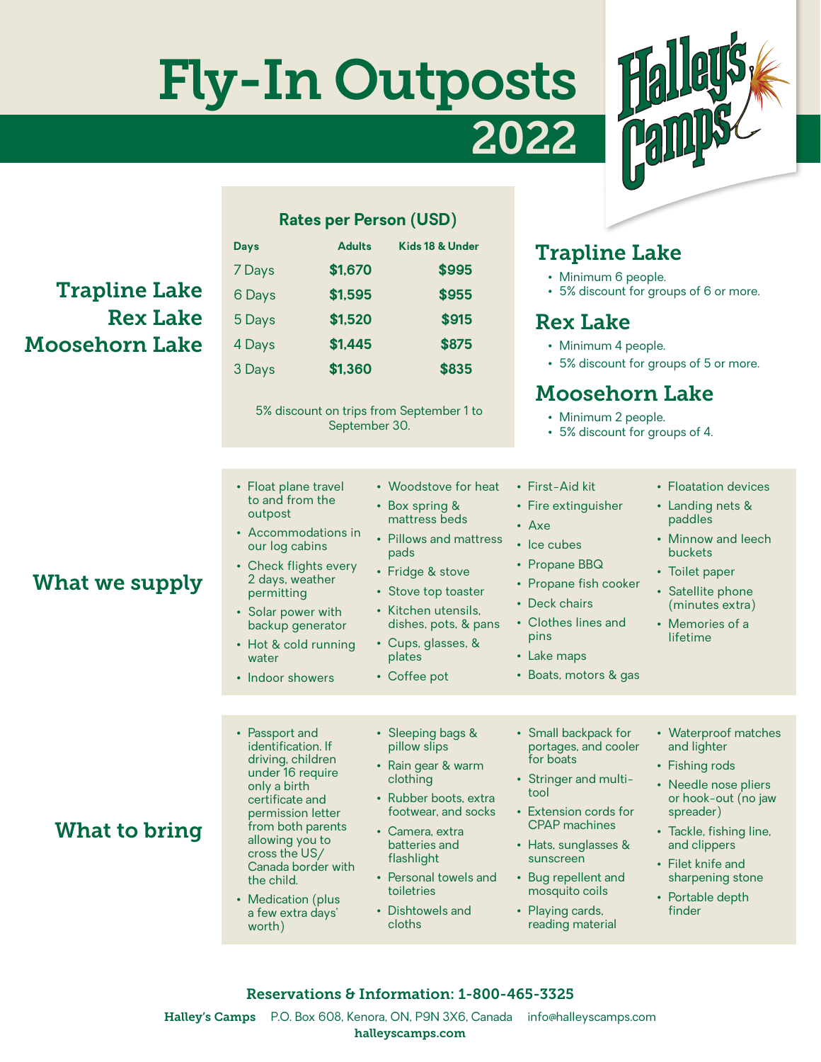# Fly-In Outposts 2022

Halley's Camps

## Trapline Lake
## Rex Lake
## Moosehorn Lake

**Rates per Person (USD)**

| Days | Adults | Kids 18 & Under |
|---|---|---|
| 7 Days | **$1,670** | **$995** |
| 6 Days | **$1,595** | **$955** |
| 5 Days | **$1,520** | **$915** |
| 4 Days | **$1,445** | **$875** |
| 3 Days | **$1,360** | **$835** |

5% discount on trips from September 1 to September 30.

### Trapline Lake

- Minimum 6 people.
- 5% discount for groups of 6 or more.

### Rex Lake

- Minimum 4 people.
- 5% discount for groups of 5 or more.

### Moosehorn Lake

- Minimum 2 people.
- 5% discount for groups of 4.

## What we supply

- Float plane travel to and from the outpost
- Accommodations in our log cabins
- Check flights every 2 days, weather permitting
- Solar power with backup generator
- Hot & cold running water
- Indoor showers
- Woodstove for heat
- Box spring & mattress beds
- Pillows and mattress pads
- Fridge & stove
- Stove top toaster
- Kitchen utensils, dishes, pots, & pans
- Cups, glasses, & plates
- Coffee pot
- First-Aid kit
- Fire extinguisher
- Axe
- Ice cubes
- Propane BBQ
- Propane fish cooker
- Deck chairs
- Clothes lines and pins
- Lake maps
- Boats, motors & gas
- Floatation devices
- Landing nets & paddles
- Minnow and leech buckets
- Toilet paper
- Satellite phone (minutes extra)
- Memories of a lifetime

## What to bring

- Passport and identification. If driving, children under 16 require only a birth certificate and permission letter from both parents allowing you to cross the US/Canada border with the child.
- Medication (plus a few extra days' worth)
- Sleeping bags & pillow slips
- Rain gear & warm clothing
- Rubber boots, extra footwear, and socks
- Camera, extra batteries and flashlight
- Personal towels and toiletries
- Dishtowels and cloths
- Small backpack for portages, and cooler for boats
- Stringer and multi-tool
- Extension cords for CPAP machines
- Hats, sunglasses & sunscreen
- Bug repellent and mosquito coils
- Playing cards, reading material
- Waterproof matches and lighter
- Fishing rods
- Needle nose pliers or hook-out (no jaw spreader)
- Tackle, fishing line, and clippers
- Filet knife and sharpening stone
- Portable depth finder

**Reservations & Information: 1-800-465-3325**

**Halley's Camps** P.O. Box 608, Kenora, ON, P9N 3X6, Canada info@halleyscamps.com

**halleyscamps.com**